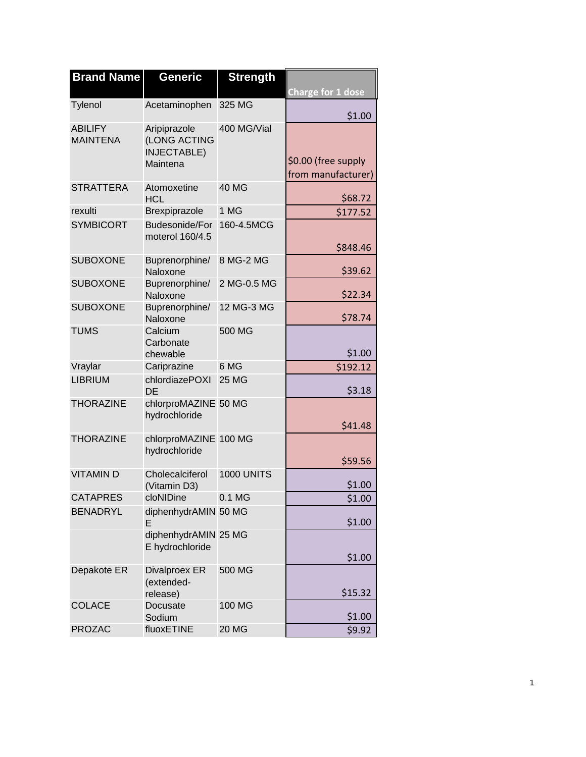| Brand Name | Generic | Strength | Charge for 1 dose |
| --- | --- | --- | --- |
| Tylenol | Acetaminophen | 325 MG | $1.00 |
| ABILIFY MAINTENA | Aripiprazole (LONG ACTING INJECTABLE) Maintena | 400 MG/Vial | $0.00 (free supply from manufacturer) |
| STRATTERA | Atomoxetine HCL | 40 MG | $68.72 |
| rexulti | Brexpiprazole | 1 MG | $177.52 |
| SYMBICORT | Budesonide/Formoterol 160/4.5 | 160-4.5MCG | $848.46 |
| SUBOXONE | Buprenorphine/ Naloxone | 8 MG-2 MG | $39.62 |
| SUBOXONE | Buprenorphine/ Naloxone | 2 MG-0.5 MG | $22.34 |
| SUBOXONE | Buprenorphine/ Naloxone | 12 MG-3 MG | $78.74 |
| TUMS | Calcium Carbonate chewable | 500 MG | $1.00 |
| Vraylar | Cariprazine | 6 MG | $192.12 |
| LIBRIUM | chlordiazePOXIDE | 25 MG | $3.18 |
| THORAZINE | chlorproMAZINE hydrochloride | 50 MG | $41.48 |
| THORAZINE | chlorproMAZINE hydrochloride | 100 MG | $59.56 |
| VITAMIN D | Cholecalciferol (Vitamin D3) | 1000 UNITS | $1.00 |
| CATAPRES | cloNIDine | 0.1 MG | $1.00 |
| BENADRYL | diphenhydrAMINE | 50 MG | $1.00 |
| | diphenhydrAMINE hydrochloride | 25 MG | $1.00 |
| Depakote ER | Divalproex ER (extended-release) | 500 MG | $15.32 |
| COLACE | Docusate Sodium | 100 MG | $1.00 |
| PROZAC | fluoxETINE | 20 MG | $9.92 |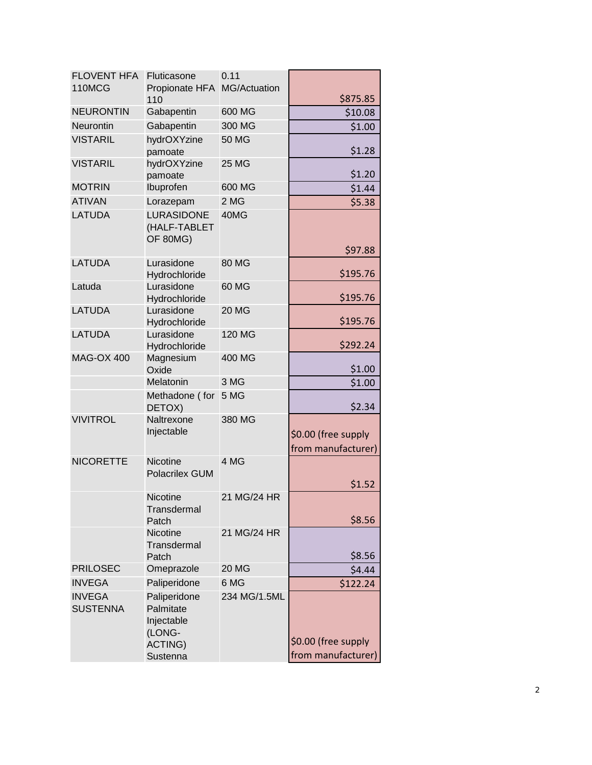| | | | |
|---|---|---|---|
| FLOVENT HFA 110MCG | Fluticasone Propionate HFA 110 | 0.11 MG/Actuation | $875.85 |
| NEURONTIN | Gabapentin | 600 MG | $10.08 |
| Neurontin | Gabapentin | 300 MG | $1.00 |
| VISTARIL | hydrOXYzine pamoate | 50 MG | $1.28 |
| VISTARIL | hydrOXYzine pamoate | 25 MG | $1.20 |
| MOTRIN | Ibuprofen | 600 MG | $1.44 |
| ATIVAN | Lorazepam | 2 MG | $5.38 |
| LATUDA | LURASIDONE (HALF-TABLET OF 80MG) | 40MG | $97.88 |
| LATUDA | Lurasidone Hydrochloride | 80 MG | $195.76 |
| Latuda | Lurasidone Hydrochloride | 60 MG | $195.76 |
| LATUDA | Lurasidone Hydrochloride | 20 MG | $195.76 |
| LATUDA | Lurasidone Hydrochloride | 120 MG | $292.24 |
| MAG-OX 400 | Magnesium Oxide | 400 MG | $1.00 |
| | Melatonin | 3 MG | $1.00 |
| | Methadone ( for DETOX) | 5 MG | $2.34 |
| VIVITROL | Naltrexone Injectable | 380 MG | $0.00 (free supply from manufacturer) |
| NICORETTE | Nicotine Polacrilex GUM | 4 MG | $1.52 |
| | Nicotine Transdermal Patch | 21 MG/24 HR | $8.56 |
| | Nicotine Transdermal Patch | 21 MG/24 HR | $8.56 |
| PRILOSEC | Omeprazole | 20 MG | $4.44 |
| INVEGA | Paliperidone | 6 MG | $122.24 |
| INVEGA SUSTENNA | Paliperidone Palmitate Injectable (LONG-ACTING) Sustenna | 234 MG/1.5ML | $0.00 (free supply from manufacturer) |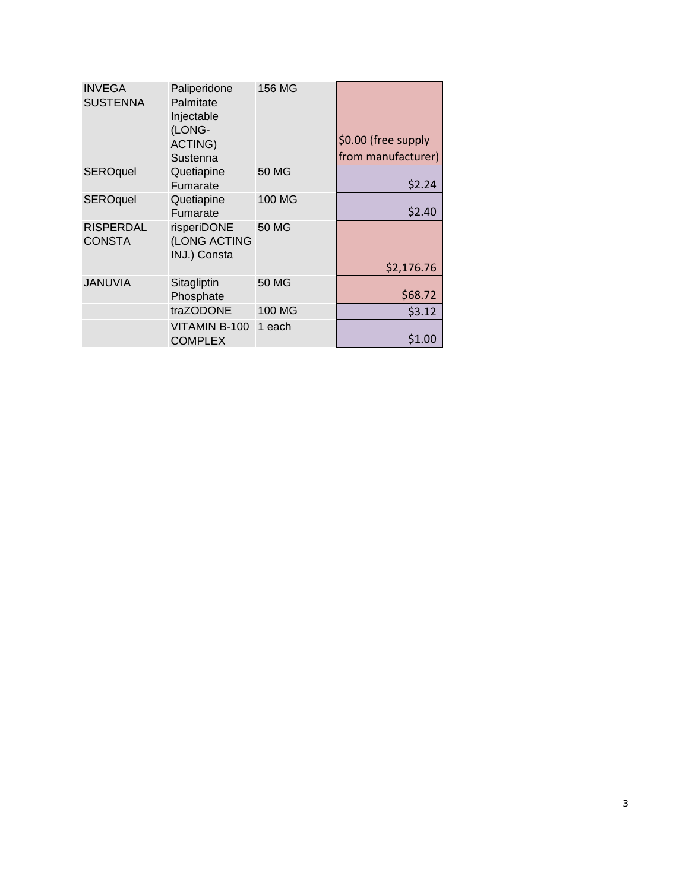| | | | |
|---|---|---|---|
| INVEGA SUSTENNA | Paliperidone Palmitate Injectable (LONG-ACTING) Sustenna | 156 MG | $0.00 (free supply from manufacturer) |
| SEROquel | Quetiapine Fumarate | 50 MG | $2.24 |
| SEROquel | Quetiapine Fumarate | 100 MG | $2.40 |
| RISPERDAL CONSTA | risperiDONE (LONG ACTING INJ.) Consta | 50 MG | $2,176.76 |
| JANUVIA | Sitagliptin Phosphate | 50 MG | $68.72 |
| | traZODONE | 100 MG | $3.12 |
| | VITAMIN B-100 COMPLEX | 1 each | $1.00 |